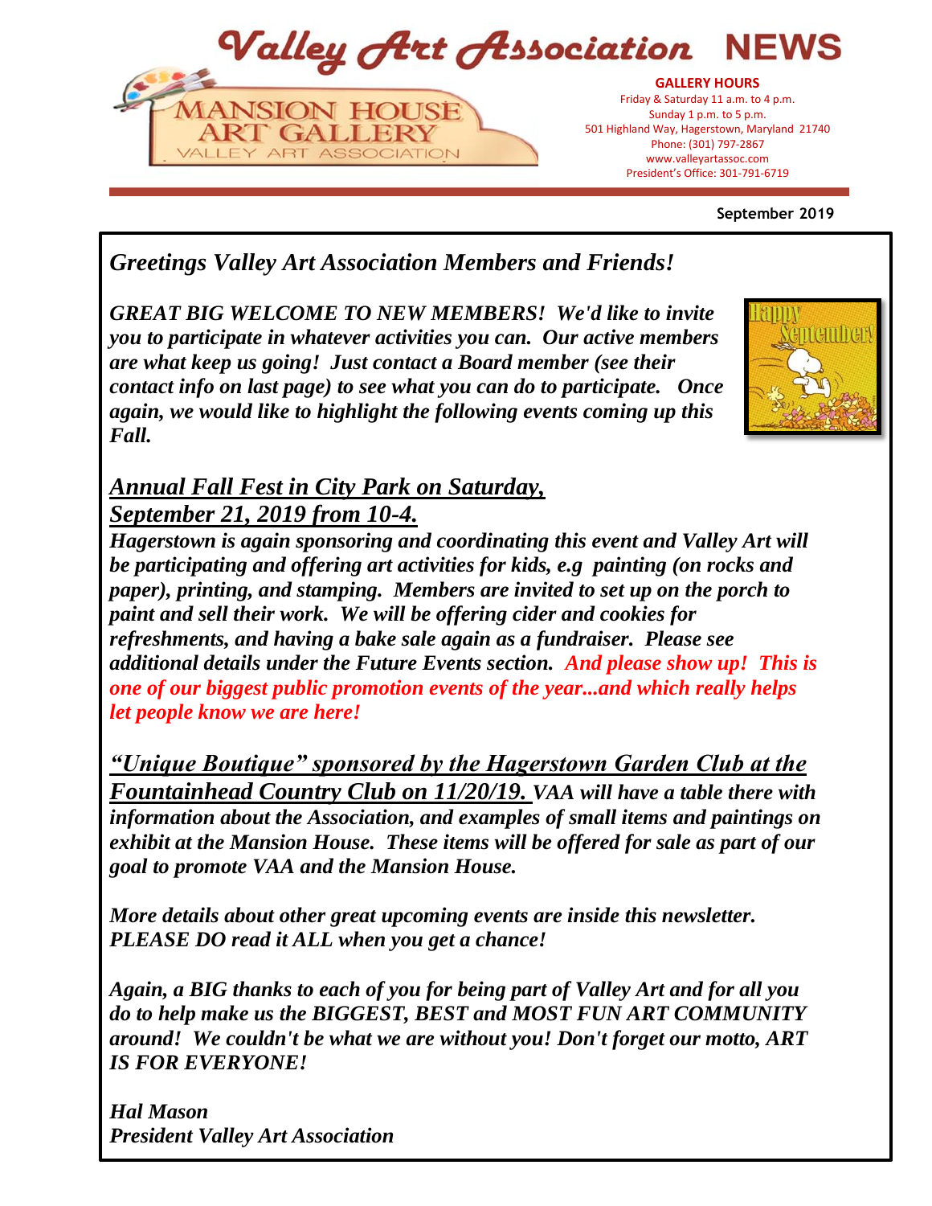# Valley Art Association NEWS

MANSION HOUSE ART GALLERY
VALLEY ART ASSOCIATION

**GALLERY HOURS**
Friday & Saturday 11 a.m. to 4 p.m.
Sunday 1 p.m. to 5 p.m.
501 Highland Way, Hagerstown, Maryland 21740
Phone: (301) 797-2867
www.valleyartassoc.com
President's Office: 301-791-6719

**September 2019**

## *Greetings Valley Art Association Members and Friends!*

***GREAT BIG WELCOME TO NEW MEMBERS! We'd like to invite you to participate in whatever activities you can. Our active members are what keep us going! Just contact a Board member (see their contact info on last page) to see what you can do to participate. Once again, we would like to highlight the following events coming up this Fall.***

## ***Annual Fall Fest in City Park on Saturday, September 21, 2019 from 10-4.***

***Hagerstown is again sponsoring and coordinating this event and Valley Art will be participating and offering art activities for kids, e.g painting (on rocks and paper), printing, and stamping. Members are invited to set up on the porch to paint and sell their work. We will be offering cider and cookies for refreshments, and having a bake sale again as a fundraiser. Please see additional details under the Future Events section. And please show up! This is one of our biggest public promotion events of the year...and which really helps let people know we are here!***

***"Unique Boutique" sponsored by the Hagerstown Garden Club at the Fountainhead Country Club on 11/20/19.*** ***VAA will have a table there with information about the Association, and examples of small items and paintings on exhibit at the Mansion House. These items will be offered for sale as part of our goal to promote VAA and the Mansion House.***

***More details about other great upcoming events are inside this newsletter. PLEASE DO read it ALL when you get a chance!***

***Again, a BIG thanks to each of you for being part of Valley Art and for all you do to help make us the BIGGEST, BEST and MOST FUN ART COMMUNITY around! We couldn't be what we are without you! Don't forget our motto, ART IS FOR EVERYONE!***

***Hal Mason***
***President Valley Art Association***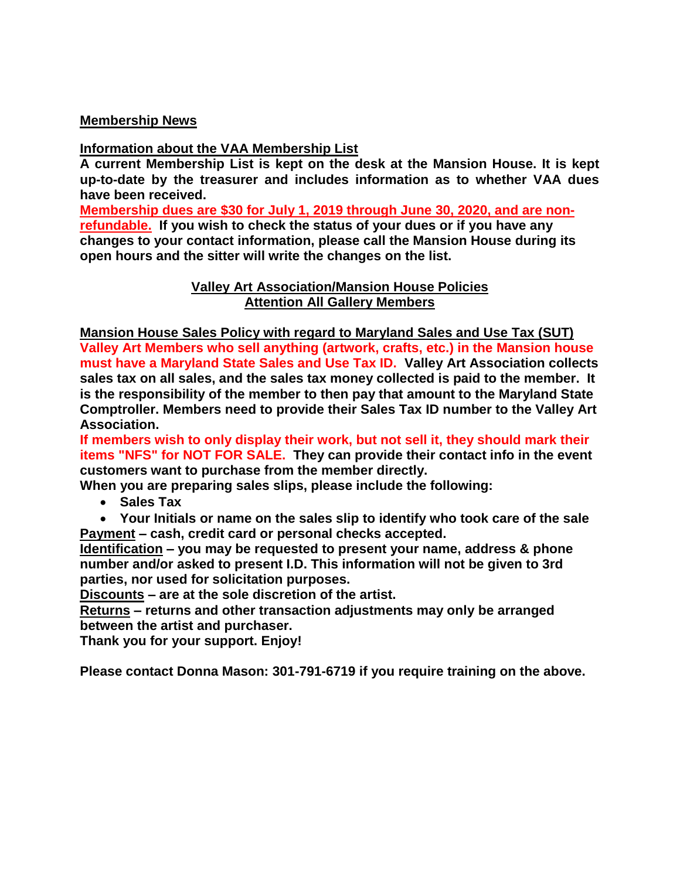## Membership News

### Information about the VAA Membership List

**A current Membership List is kept on the desk at the Mansion House. It is kept up-to-date by the treasurer and includes information as to whether VAA dues have been received.**

**Membership dues are $30 for July 1, 2019 through June 30, 2020, and are non-refundable.** **If you wish to check the status of your dues or if you have any changes to your contact information, please call the Mansion House during its open hours and the sitter will write the changes on the list.**

## Valley Art Association/Mansion House Policies
## Attention All Gallery Members

### Mansion House Sales Policy with regard to Maryland Sales and Use Tax (SUT)

**Valley Art Members who sell anything (artwork, crafts, etc.) in the Mansion house must have a Maryland State Sales and Use Tax ID.** **Valley Art Association collects sales tax on all sales, and the sales tax money collected is paid to the member. It is the responsibility of the member to then pay that amount to the Maryland State Comptroller. Members need to provide their Sales Tax ID number to the Valley Art Association.**

**If members wish to only display their work, but not sell it, they should mark their items "NFS" for NOT FOR SALE.** **They can provide their contact info in the event customers want to purchase from the member directly.**

**When you are preparing sales slips, please include the following:**

- **Sales Tax**
- **Your Initials or name on the sales slip to identify who took care of the sale**

**Payment – cash, credit card or personal checks accepted.**

**Identification – you may be requested to present your name, address & phone number and/or asked to present I.D. This information will not be given to 3rd parties, nor used for solicitation purposes.**

**Discounts – are at the sole discretion of the artist.**

**Returns – returns and other transaction adjustments may only be arranged between the artist and purchaser.**

**Thank you for your support. Enjoy!**

**Please contact Donna Mason: 301-791-6719 if you require training on the above.**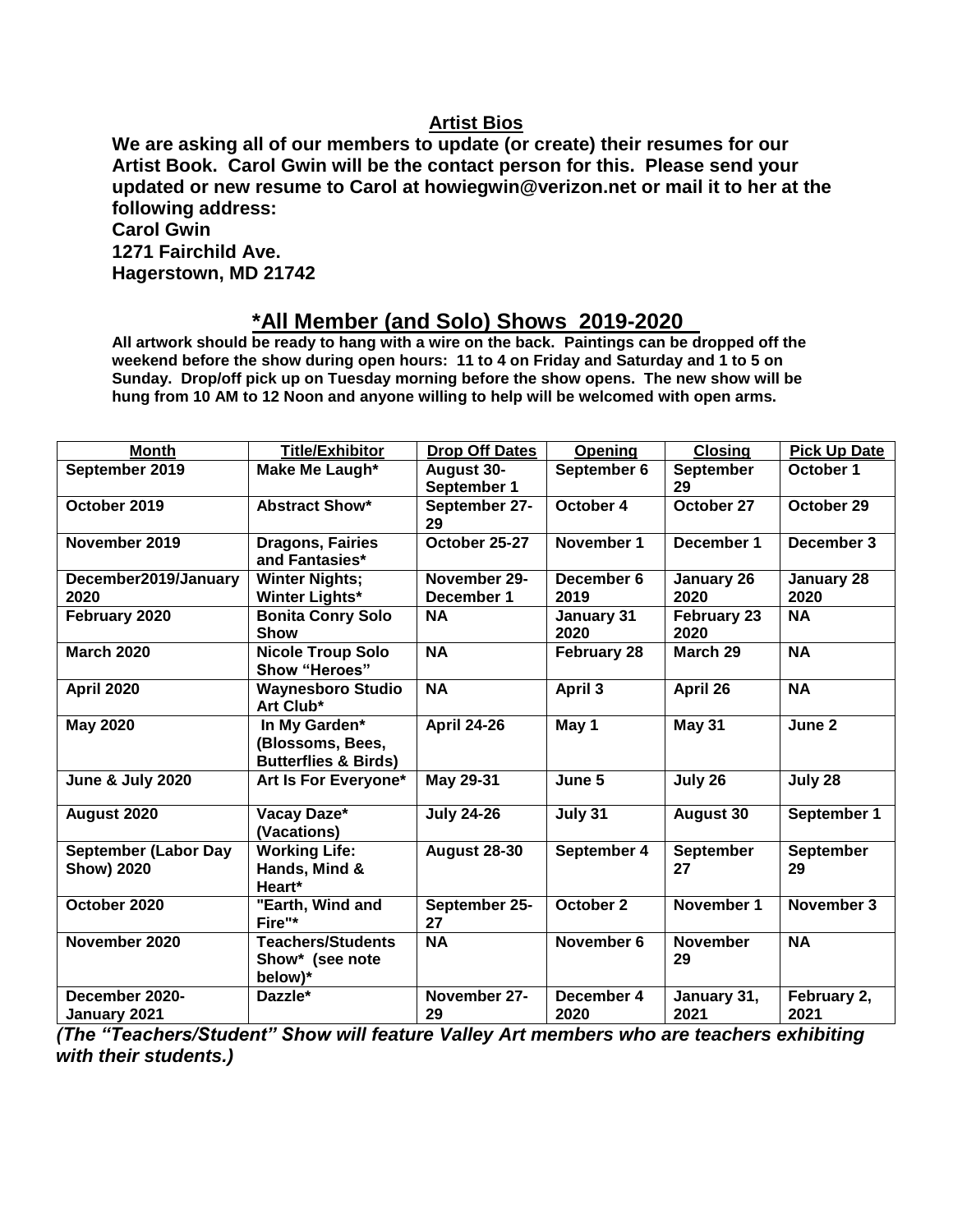## Artist Bios

**We are asking all of our members to update (or create) their resumes for our Artist Book. Carol Gwin will be the contact person for this. Please send your updated or new resume to Carol at howiegwin@verizon.net or mail it to her at the following address:**
**Carol Gwin**
**1271 Fairchild Ave.**
**Hagerstown, MD 21742**

## *All Member (and Solo) Shows 2019-2020

**All artwork should be ready to hang with a wire on the back. Paintings can be dropped off the weekend before the show during open hours: 11 to 4 on Friday and Saturday and 1 to 5 on Sunday. Drop/off pick up on Tuesday morning before the show opens. The new show will be hung from 10 AM to 12 Noon and anyone willing to help will be welcomed with open arms.**

| Month | Title/Exhibitor | Drop Off Dates | Opening | Closing | Pick Up Date |
|---|---|---|---|---|---|
| September 2019 | Make Me Laugh* | August 30-September 1 | September 6 | September 29 | October 1 |
| October 2019 | Abstract Show* | September 27-29 | October 4 | October 27 | October 29 |
| November 2019 | Dragons, Fairies and Fantasies* | October 25-27 | November 1 | December 1 | December 3 |
| December2019/January 2020 | Winter Nights; Winter Lights* | November 29-December 1 | December 6 2019 | January 26 2020 | January 28 2020 |
| February 2020 | Bonita Conry Solo Show | NA | January 31 2020 | February 23 2020 | NA |
| March 2020 | Nicole Troup Solo Show "Heroes" | NA | February 28 | March 29 | NA |
| April 2020 | Waynesboro Studio Art Club* | NA | April 3 | April 26 | NA |
| May 2020 | In My Garden* (Blossoms, Bees, Butterflies & Birds) | April 24-26 | May 1 | May 31 | June 2 |
| June & July 2020 | Art Is For Everyone* | May 29-31 | June 5 | July 26 | July 28 |
| August 2020 | Vacay Daze* (Vacations) | July 24-26 | July 31 | August 30 | September 1 |
| September (Labor Day Show) 2020 | Working Life: Hands, Mind & Heart* | August 28-30 | September 4 | September 27 | September 29 |
| October 2020 | "Earth, Wind and Fire"* | September 25-27 | October 2 | November 1 | November 3 |
| November 2020 | Teachers/Students Show* (see note below)* | NA | November 6 | November 29 | NA |
| December 2020-January 2021 | Dazzle* | November 27-29 | December 4 2020 | January 31, 2021 | February 2, 2021 |

***(The "Teachers/Student" Show will feature Valley Art members who are teachers exhibiting with their students.)***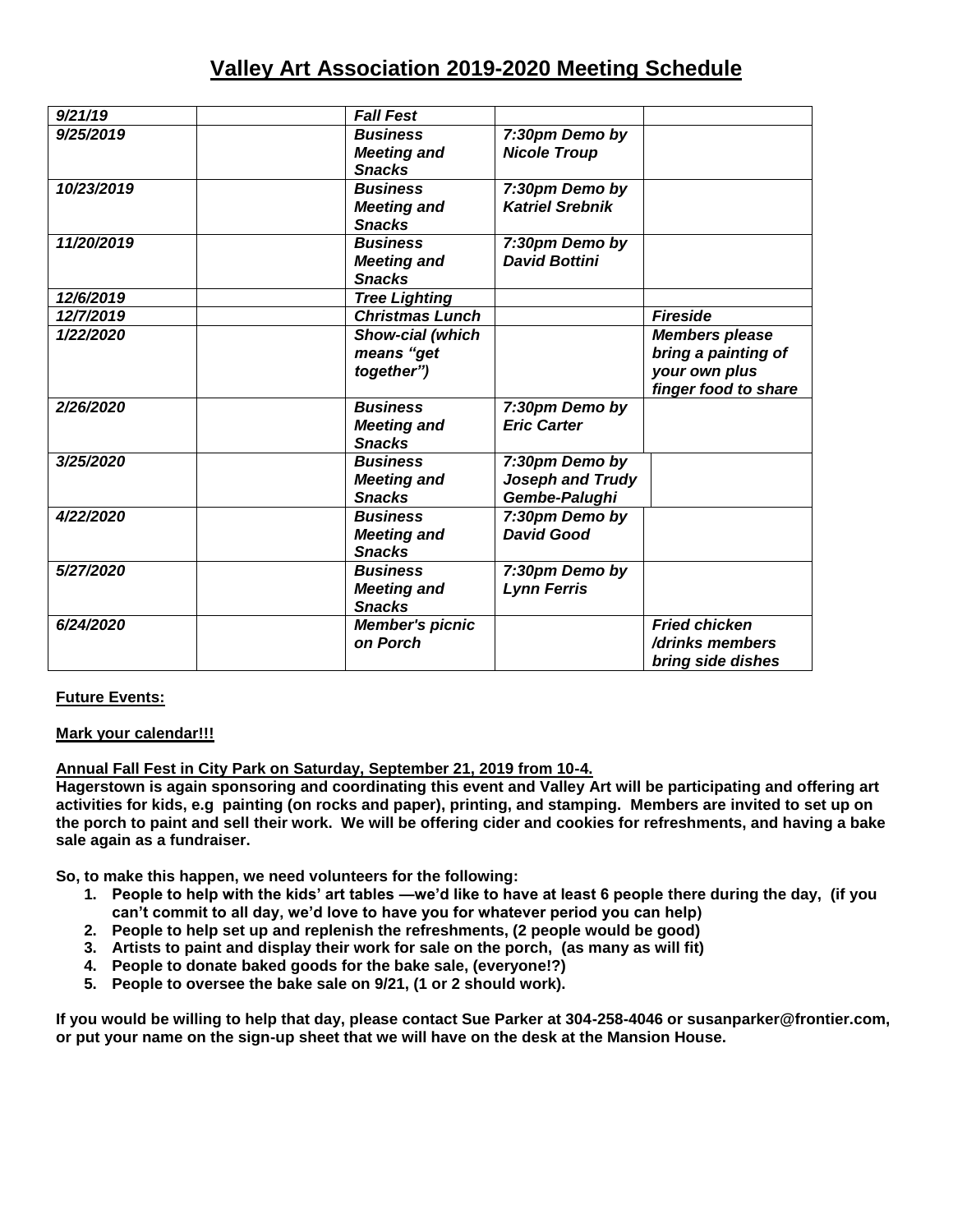# Valley Art Association 2019-2020 Meeting Schedule

| | | | | |
|---|---|---|---|---|
| *9/21/19* | | *Fall Fest* | | |
| *9/25/2019* | | *Business Meeting and Snacks* | *7:30pm Demo by Nicole Troup* | |
| *10/23/2019* | | *Business Meeting and Snacks* | *7:30pm Demo by Katriel Srebnik* | |
| *11/20/2019* | | *Business Meeting and Snacks* | *7:30pm Demo by David Bottini* | |
| *12/6/2019* | | *Tree Lighting* | | |
| *12/7/2019* | | *Christmas Lunch* | | *Fireside* |
| *1/22/2020* | | *Show-cial (which means "get together")* | | *Members please bring a painting of your own plus finger food to share* |
| *2/26/2020* | | *Business Meeting and Snacks* | *7:30pm Demo by Eric Carter* | |
| *3/25/2020* | | *Business Meeting and Snacks* | *7:30pm Demo by Joseph and Trudy Gembe-Palughi* | |
| *4/22/2020* | | *Business Meeting and Snacks* | *7:30pm Demo by David Good* | |
| *5/27/2020* | | *Business Meeting and Snacks* | *7:30pm Demo by Lynn Ferris* | |
| *6/24/2020* | | *Member's picnic on Porch* | | *Fried chicken /drinks members bring side dishes* |

**Future Events:**

**Mark your calendar!!!**

**Annual Fall Fest in City Park on Saturday, September 21, 2019 from 10-4.**

**Hagerstown is again sponsoring and coordinating this event and Valley Art will be participating and offering art activities for kids, e.g painting (on rocks and paper), printing, and stamping. Members are invited to set up on the porch to paint and sell their work. We will be offering cider and cookies for refreshments, and having a bake sale again as a fundraiser.**

**So, to make this happen, we need volunteers for the following:**

1. **People to help with the kids' art tables —we'd like to have at least 6 people there during the day, (if you can't commit to all day, we'd love to have you for whatever period you can help)**
2. **People to help set up and replenish the refreshments, (2 people would be good)**
3. **Artists to paint and display their work for sale on the porch, (as many as will fit)**
4. **People to donate baked goods for the bake sale, (everyone!?)**
5. **People to oversee the bake sale on 9/21, (1 or 2 should work).**

**If you would be willing to help that day, please contact Sue Parker at 304-258-4046 or susanparker@frontier.com, or put your name on the sign-up sheet that we will have on the desk at the Mansion House.**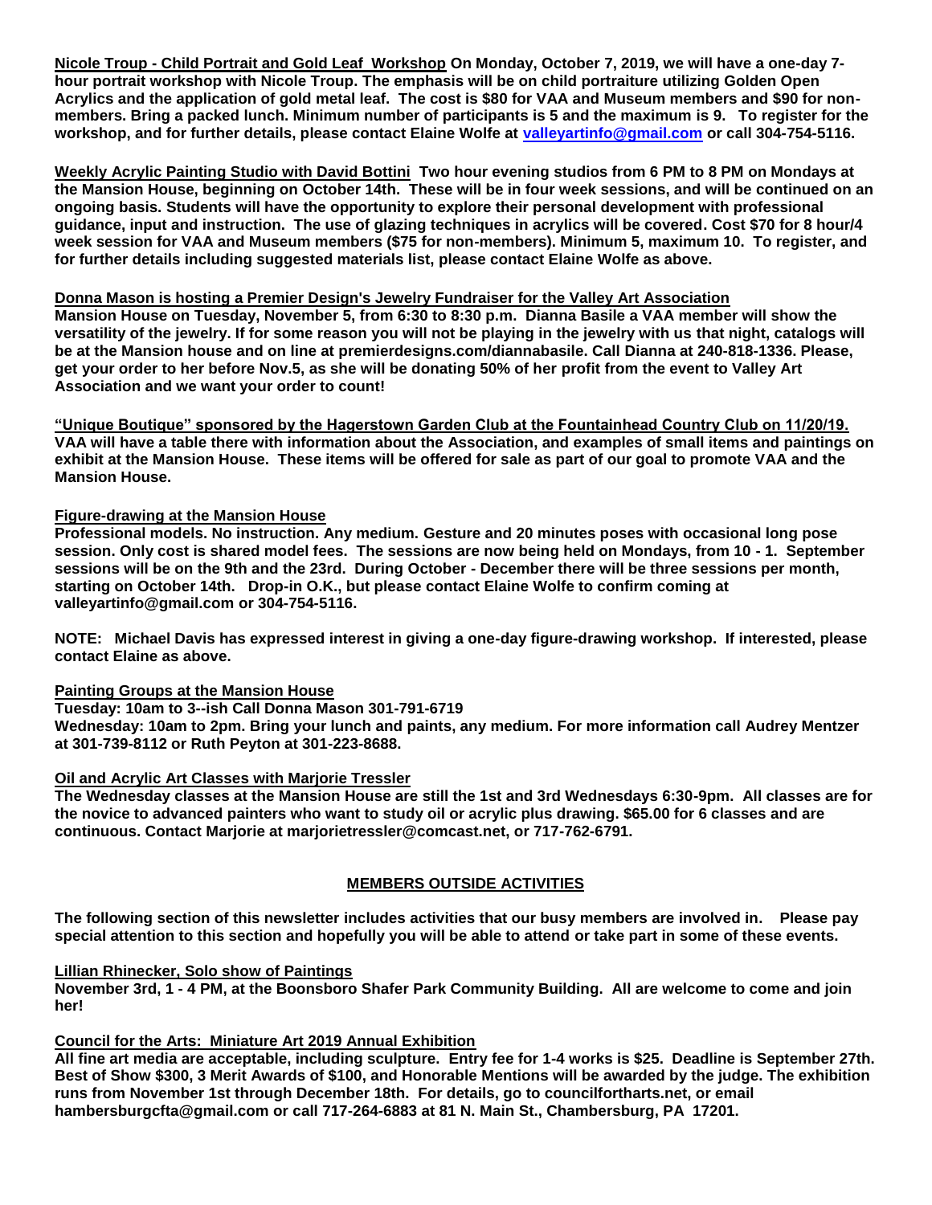**Nicole Troup - Child Portrait and Gold Leaf Workshop** On Monday, October 7, 2019, we will have a one-day 7-hour portrait workshop with Nicole Troup. The emphasis will be on child portraiture utilizing Golden Open Acrylics and the application of gold metal leaf. The cost is $80 for VAA and Museum members and $90 for non-members. Bring a packed lunch. Minimum number of participants is 5 and the maximum is 9. To register for the workshop, and for further details, please contact Elaine Wolfe at valleyartinfo@gmail.com or call 304-754-5116.

**Weekly Acrylic Painting Studio with David Bottini** Two hour evening studios from 6 PM to 8 PM on Mondays at the Mansion House, beginning on October 14th. These will be in four week sessions, and will be continued on an ongoing basis. Students will have the opportunity to explore their personal development with professional guidance, input and instruction. The use of glazing techniques in acrylics will be covered. Cost $70 for 8 hour/4 week session for VAA and Museum members ($75 for non-members). Minimum 5, maximum 10. To register, and for further details including suggested materials list, please contact Elaine Wolfe as above.

**Donna Mason is hosting a Premier Design's Jewelry Fundraiser for the Valley Art Association**
Mansion House on Tuesday, November 5, from 6:30 to 8:30 p.m. Dianna Basile a VAA member will show the versatility of the jewelry. If for some reason you will not be playing in the jewelry with us that night, catalogs will be at the Mansion house and on line at premierdesigns.com/diannabasile. Call Dianna at 240-818-1336. Please, get your order to her before Nov.5, as she will be donating 50% of her profit from the event to Valley Art Association and we want your order to count!

**"Unique Boutique" sponsored by the Hagerstown Garden Club at the Fountainhead Country Club on 11/20/19.**
VAA will have a table there with information about the Association, and examples of small items and paintings on exhibit at the Mansion House. These items will be offered for sale as part of our goal to promote VAA and the Mansion House.

**Figure-drawing at the Mansion House**
Professional models. No instruction. Any medium. Gesture and 20 minutes poses with occasional long pose session. Only cost is shared model fees. The sessions are now being held on Mondays, from 10 - 1. September sessions will be on the 9th and the 23rd. During October - December there will be three sessions per month, starting on October 14th. Drop-in O.K., but please contact Elaine Wolfe to confirm coming at valleyartinfo@gmail.com or 304-754-5116.

NOTE: Michael Davis has expressed interest in giving a one-day figure-drawing workshop. If interested, please contact Elaine as above.

**Painting Groups at the Mansion House**
Tuesday: 10am to 3--ish Call Donna Mason 301-791-6719
Wednesday: 10am to 2pm. Bring your lunch and paints, any medium. For more information call Audrey Mentzer at 301-739-8112 or Ruth Peyton at 301-223-8688.

**Oil and Acrylic Art Classes with Marjorie Tressler**
The Wednesday classes at the Mansion House are still the 1st and 3rd Wednesdays 6:30-9pm. All classes are for the novice to advanced painters who want to study oil or acrylic plus drawing. $65.00 for 6 classes and are continuous. Contact Marjorie at marjorietressler@comcast.net, or 717-762-6791.

## MEMBERS OUTSIDE ACTIVITIES

The following section of this newsletter includes activities that our busy members are involved in. Please pay special attention to this section and hopefully you will be able to attend or take part in some of these events.

**Lillian Rhinecker, Solo show of Paintings**
November 3rd, 1 - 4 PM, at the Boonsboro Shafer Park Community Building. All are welcome to come and join her!

**Council for the Arts: Miniature Art 2019 Annual Exhibition**
All fine art media are acceptable, including sculpture. Entry fee for 1-4 works is $25. Deadline is September 27th. Best of Show $300, 3 Merit Awards of $100, and Honorable Mentions will be awarded by the judge. The exhibition runs from November 1st through December 18th. For details, go to councilfortharts.net, or email hambersburgcfta@gmail.com or call 717-264-6883 at 81 N. Main St., Chambersburg, PA 17201.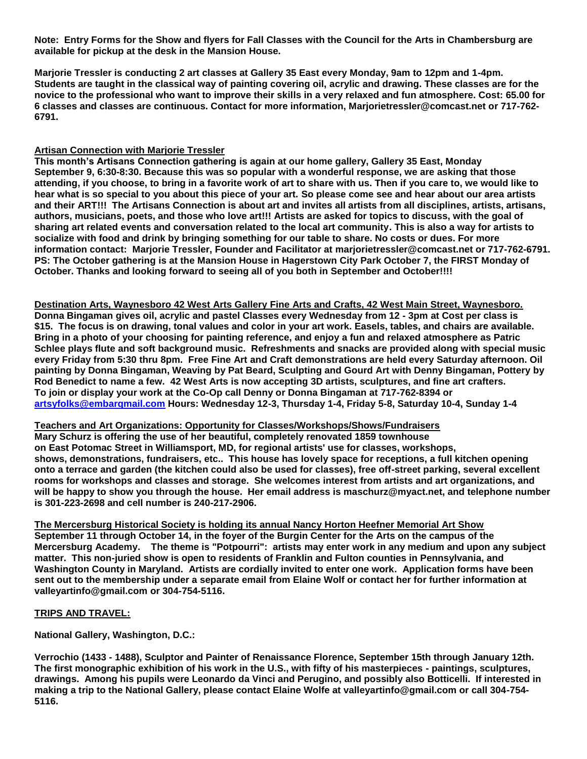**Note: Entry Forms for the Show and flyers for Fall Classes with the Council for the Arts in Chambersburg are available for pickup at the desk in the Mansion House.**

**Marjorie Tressler is conducting 2 art classes at Gallery 35 East every Monday, 9am to 12pm and 1-4pm. Students are taught in the classical way of painting covering oil, acrylic and drawing. These classes are for the novice to the professional who want to improve their skills in a very relaxed and fun atmosphere. Cost: 65.00 for 6 classes and classes are continuous. Contact for more information, Marjorietressler@comcast.net or 717-762-6791.**

**Artisan Connection with Marjorie Tressler**

**This month's Artisans Connection gathering is again at our home gallery, Gallery 35 East, Monday September 9, 6:30-8:30. Because this was so popular with a wonderful response, we are asking that those attending, if you choose, to bring in a favorite work of art to share with us. Then if you care to, we would like to hear what is so special to you about this piece of your art. So please come see and hear about our area artists and their ART!!! The Artisans Connection is about art and invites all artists from all disciplines, artists, artisans, authors, musicians, poets, and those who love art!!! Artists are asked for topics to discuss, with the goal of sharing art related events and conversation related to the local art community. This is also a way for artists to socialize with food and drink by bringing something for our table to share. No costs or dues. For more information contact: Marjorie Tressler, Founder and Facilitator at marjorietressler@comcast.net or 717-762-6791. PS: The October gathering is at the Mansion House in Hagerstown City Park October 7, the FIRST Monday of October. Thanks and looking forward to seeing all of you both in September and October!!!!**

**Destination Arts, Waynesboro 42 West Arts Gallery Fine Arts and Crafts, 42 West Main Street, Waynesboro.**

**Donna Bingaman gives oil, acrylic and pastel Classes every Wednesday from 12 - 3pm at Cost per class is $15. The focus is on drawing, tonal values and color in your art work. Easels, tables, and chairs are available. Bring in a photo of your choosing for painting reference, and enjoy a fun and relaxed atmosphere as Patric Schlee plays flute and soft background music. Refreshments and snacks are provided along with special music every Friday from 5:30 thru 8pm. Free Fine Art and Craft demonstrations are held every Saturday afternoon. Oil painting by Donna Bingaman, Weaving by Pat Beard, Sculpting and Gourd Art with Denny Bingaman, Pottery by Rod Benedict to name a few. 42 West Arts is now accepting 3D artists, sculptures, and fine art crafters. To join or display your work at the Co-Op call Denny or Donna Bingaman at 717-762-8394 or artsyfolks@embarqmail.com Hours: Wednesday 12-3, Thursday 1-4, Friday 5-8, Saturday 10-4, Sunday 1-4**

**Teachers and Art Organizations: Opportunity for Classes/Workshops/Shows/Fundraisers**

**Mary Schurz is offering the use of her beautiful, completely renovated 1859 townhouse on East Potomac Street in Williamsport, MD, for regional artists' use for classes, workshops, shows, demonstrations, fundraisers, etc.. This house has lovely space for receptions, a full kitchen opening onto a terrace and garden (the kitchen could also be used for classes), free off-street parking, several excellent rooms for workshops and classes and storage. She welcomes interest from artists and art organizations, and will be happy to show you through the house. Her email address is maschurz@myact.net, and telephone number is 301-223-2698 and cell number is 240-217-2906.**

**The Mercersburg Historical Society is holding its annual Nancy Horton Heefner Memorial Art Show**

**September 11 through October 14, in the foyer of the Burgin Center for the Arts on the campus of the Mercersburg Academy. The theme is "Potpourri": artists may enter work in any medium and upon any subject matter. This non-juried show is open to residents of Franklin and Fulton counties in Pennsylvania, and Washington County in Maryland. Artists are cordially invited to enter one work. Application forms have been sent out to the membership under a separate email from Elaine Wolf or contact her for further information at valleyartinfo@gmail.com or 304-754-5116.**

**TRIPS AND TRAVEL:**

**National Gallery, Washington, D.C.:**

**Verrochio (1433 - 1488), Sculptor and Painter of Renaissance Florence, September 15th through January 12th. The first monographic exhibition of his work in the U.S., with fifty of his masterpieces - paintings, sculptures, drawings. Among his pupils were Leonardo da Vinci and Perugino, and possibly also Botticelli. If interested in making a trip to the National Gallery, please contact Elaine Wolfe at valleyartinfo@gmail.com or call 304-754-5116.**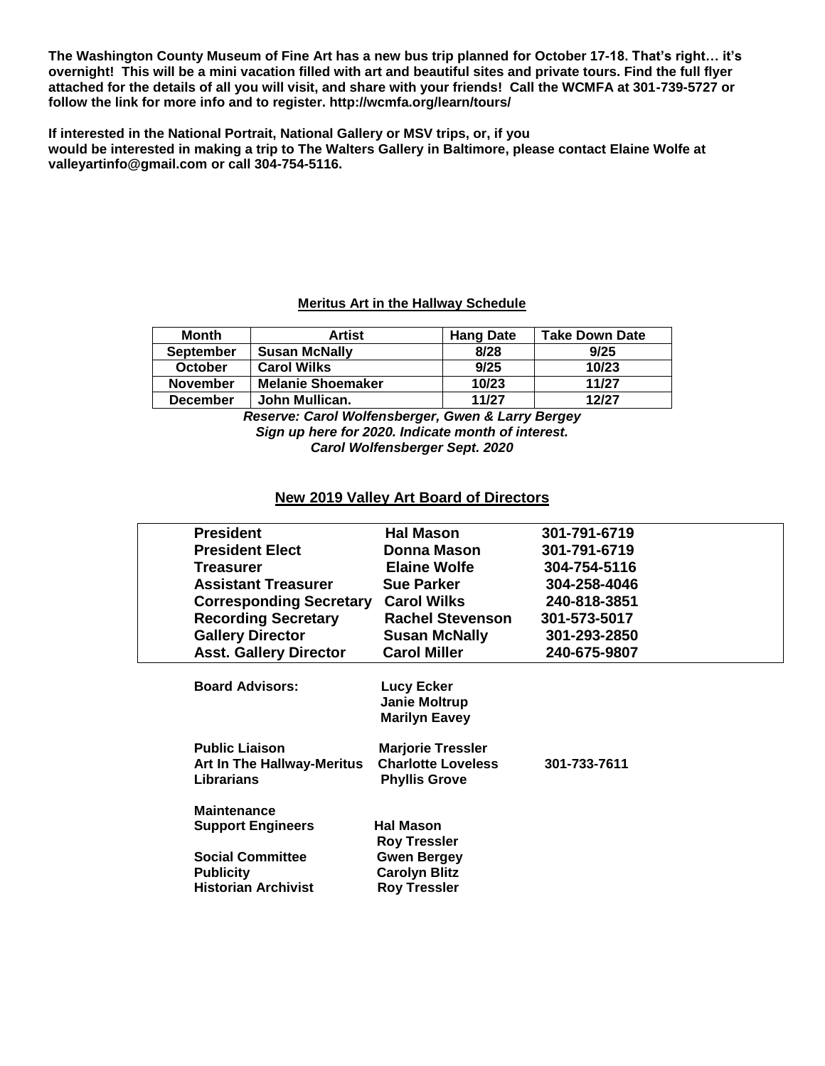**The Washington County Museum of Fine Art has a new bus trip planned for October 17-18. That's right… it's overnight! This will be a mini vacation filled with art and beautiful sites and private tours. Find the full flyer attached for the details of all you will visit, and share with your friends! Call the WCMFA at 301-739-5727 or follow the link for more info and to register. http://wcmfa.org/learn/tours/**

**If interested in the National Portrait, National Gallery or MSV trips, or, if you would be interested in making a trip to The Walters Gallery in Baltimore, please contact Elaine Wolfe at valleyartinfo@gmail.com or call 304-754-5116.**

## Meritus Art in the Hallway Schedule

| Month | Artist | Hang Date | Take Down Date |
|---|---|---|---|
| September | Susan McNally | 8/28 | 9/25 |
| October | Carol Wilks | 9/25 | 10/23 |
| November | Melanie Shoemaker | 10/23 | 11/27 |
| December | John Mullican. | 11/27 | 12/27 |

***Reserve: Carol Wolfensberger, Gwen & Larry Bergey***
***Sign up here for 2020. Indicate month of interest.***
***Carol Wolfensberger Sept. 2020***

## New 2019 Valley Art Board of Directors

| | | |
|---|---|---|
| **President** | **Hal Mason** | **301-791-6719** |
| **President Elect** | **Donna Mason** | **301-791-6719** |
| **Treasurer** | **Elaine Wolfe** | **304-754-5116** |
| **Assistant Treasurer** | **Sue Parker** | **304-258-4046** |
| **Corresponding Secretary** | **Carol Wilks** | **240-818-3851** |
| **Recording Secretary** | **Rachel Stevenson** | **301-573-5017** |
| **Gallery Director** | **Susan McNally** | **301-293-2850** |
| **Asst. Gallery Director** | **Carol Miller** | **240-675-9807** |

| | | |
|---|---|---|
| **Board Advisors:** | **Lucy Ecker** | |
| | **Janie Moltrup** | |
| | **Marilyn Eavey** | |
| **Public Liaison** | **Marjorie Tressler** | |
| **Art In The Hallway-Meritus** | **Charlotte Loveless** | **301-733-7611** |
| **Librarians** | **Phyllis Grove** | |
| **Maintenance Support Engineers** | **Hal Mason** | |
| | **Roy Tressler** | |
| **Social Committee** | **Gwen Bergey** | |
| **Publicity** | **Carolyn Blitz** | |
| **Historian Archivist** | **Roy Tressler** | |